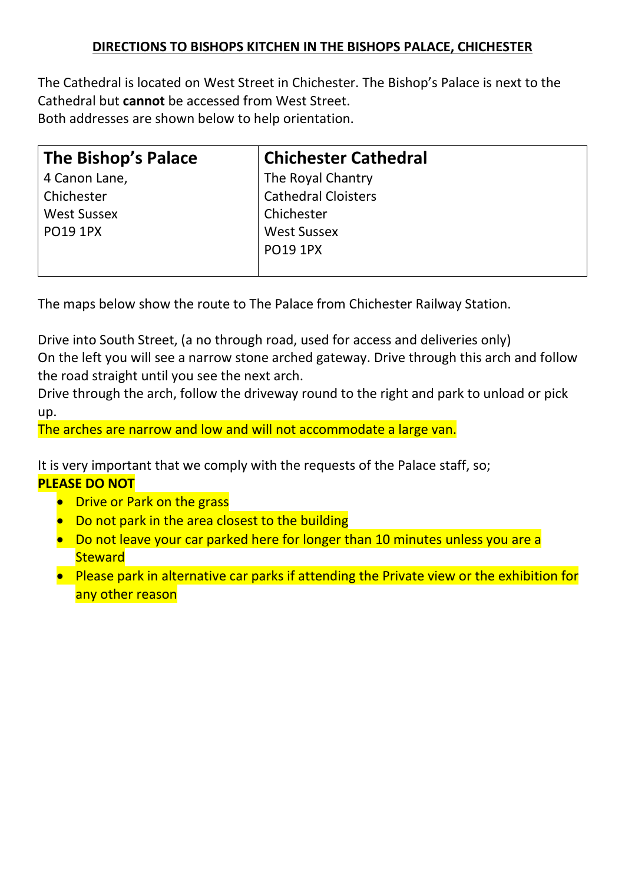# DIRECTIONS TO BISHOPS KITCHEN IN THE BISHOPS PALACE, CHICHESTER

The Cathedral is located on West Street in Chichester. The Bishop's Palace is next to the Cathedral but **cannot** be accessed from West Street.
Both addresses are shown below to help orientation.

| The Bishop's Palace | Chichester Cathedral |
|---|---|
| 4 Canon Lane,<br>Chichester<br>West Sussex<br>PO19 1PX | The Royal Chantry<br>Cathedral Cloisters<br>Chichester<br>West Sussex<br>PO19 1PX |

The maps below show the route to The Palace from Chichester Railway Station.

Drive into South Street, (a no through road, used for access and deliveries only)
On the left you will see a narrow stone arched gateway. Drive through this arch and follow the road straight until you see the next arch.
Drive through the arch, follow the driveway round to the right and park to unload or pick up.
The arches are narrow and low and will not accommodate a large van.

It is very important that we comply with the requests of the Palace staff, so;
**PLEASE DO NOT**

- Drive or Park on the grass
- Do not park in the area closest to the building
- Do not leave your car parked here for longer than 10 minutes unless you are a Steward
- Please park in alternative car parks if attending the Private view or the exhibition for any other reason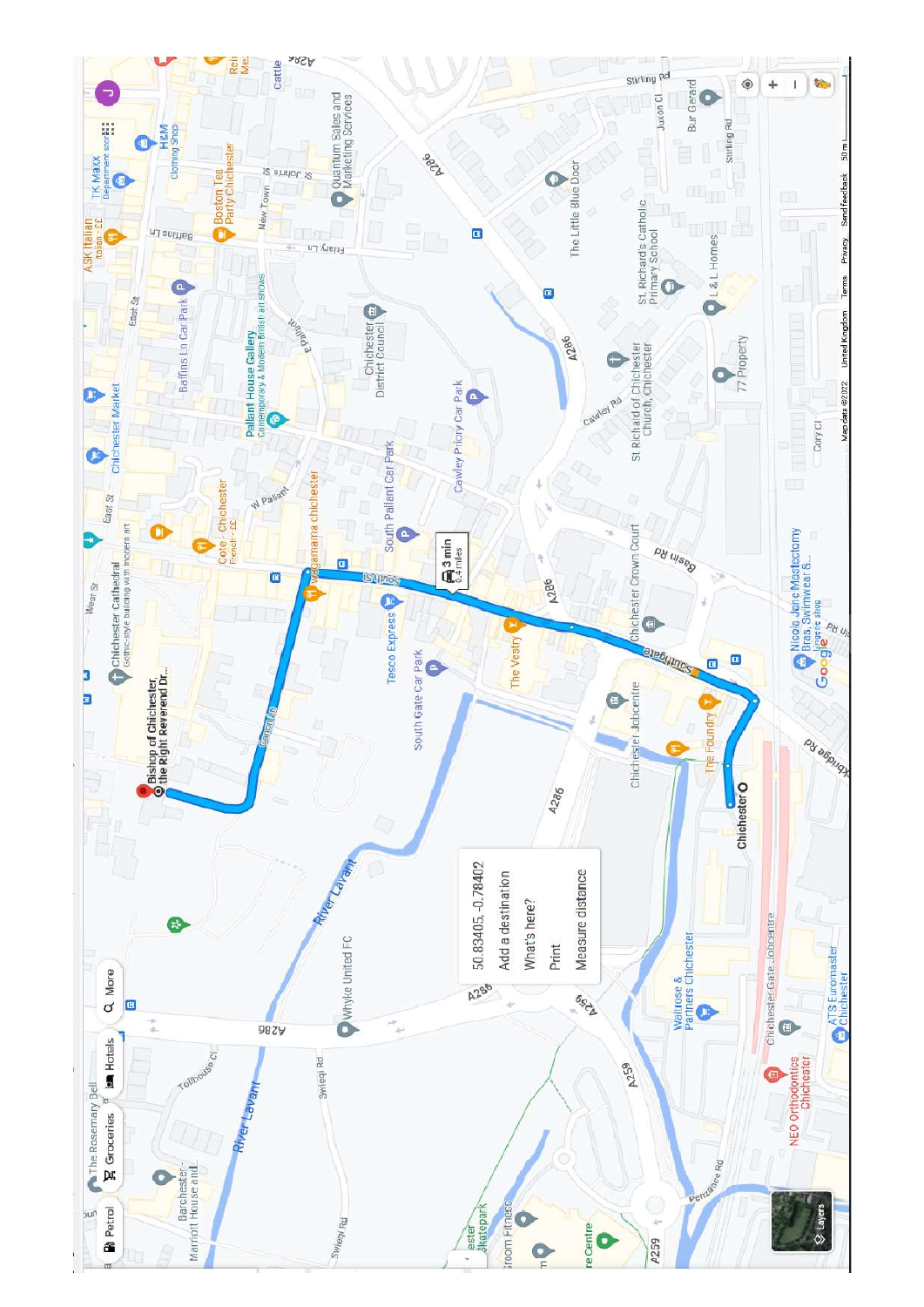Bishop of Chichester, the Right Reverend Dr...

Chichester

3 min
0.4 miles

50.83405, -0.78402

Add a destination

What's here?

Print

Measure distance

Map data ©2022 United Kingdom Terms Privacy Send feedback 50 m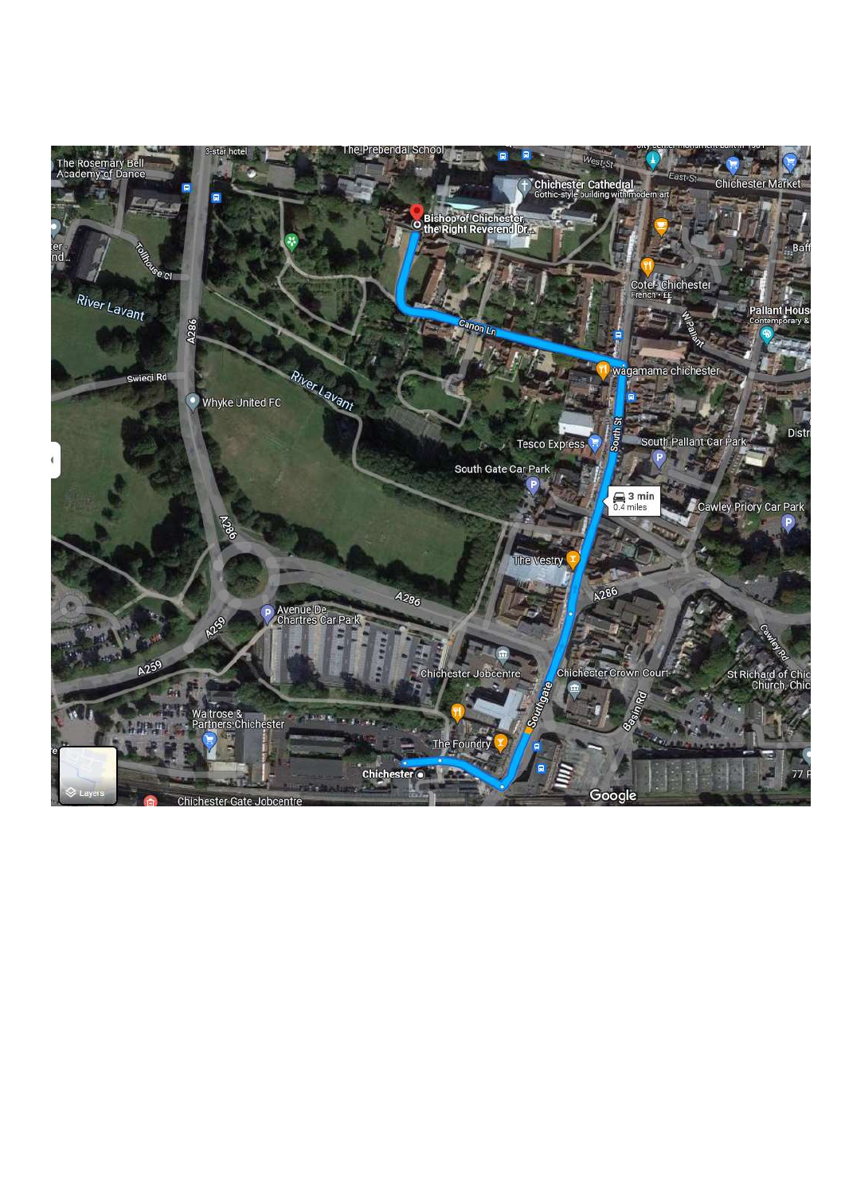The Rosemary Bell Academy of Dance

3-star hotel

The Prebendal School

Chichester Cathedral
Gothic-style building with modern art

West St

East St

Chichester Market

Bishop of Chichester, the Right Reverend Dr...

Tollhouse Cl

Baff

Cote - Chichester
French · ££

River Lavant

Canon Ln

W Pallant

Pallant House
Contemporary &

A286

wagamama chichester

Swiecj Rd

Whyke United FC

River Lavant

Tesco Express

South St

South Pallant Car Park

Distr

South Gate Car Park

3 min
0.4 miles

Cawley Priory Car Park

A286

The Vestry

A286

Avenue De Chartres Car Park

A286

A259

A259

Chichester Jobcentre

Chichester Crown Court

Cawley Rd

St Richard of Chic Church, Chic

Waitrose & Partners Chichester

Southgate

Basin Rd

The Foundry

Chichester

77 P

Layers

Chichester Gate Jobcentre

Google